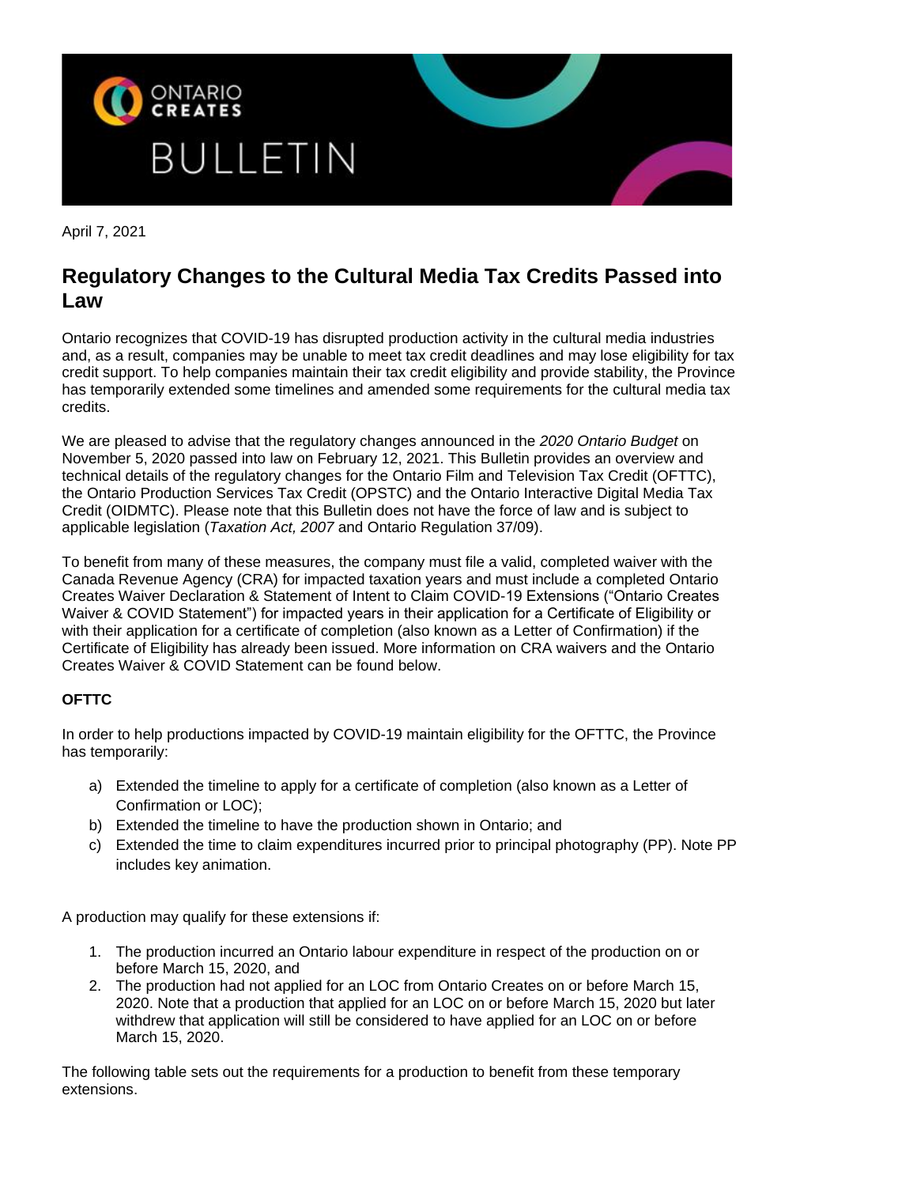ONTARIO CREATES

BULLETIN

April 7, 2021

# Regulatory Changes to the Cultural Media Tax Credits Passed into Law

Ontario recognizes that COVID-19 has disrupted production activity in the cultural media industries and, as a result, companies may be unable to meet tax credit deadlines and may lose eligibility for tax credit support. To help companies maintain their tax credit eligibility and provide stability, the Province has temporarily extended some timelines and amended some requirements for the cultural media tax credits.

We are pleased to advise that the regulatory changes announced in the *2020 Ontario Budget* on November 5, 2020 passed into law on February 12, 2021. This Bulletin provides an overview and technical details of the regulatory changes for the Ontario Film and Television Tax Credit (OFTTC), the Ontario Production Services Tax Credit (OPSTC) and the Ontario Interactive Digital Media Tax Credit (OIDMTC). Please note that this Bulletin does not have the force of law and is subject to applicable legislation (*Taxation Act, 2007* and Ontario Regulation 37/09).

To benefit from many of these measures, the company must file a valid, completed waiver with the Canada Revenue Agency (CRA) for impacted taxation years and must include a completed Ontario Creates Waiver Declaration & Statement of Intent to Claim COVID-19 Extensions ("Ontario Creates Waiver & COVID Statement") for impacted years in their application for a Certificate of Eligibility or with their application for a certificate of completion (also known as a Letter of Confirmation) if the Certificate of Eligibility has already been issued. More information on CRA waivers and the Ontario Creates Waiver & COVID Statement can be found below.

**OFTTC**

In order to help productions impacted by COVID-19 maintain eligibility for the OFTTC, the Province has temporarily:

a) Extended the timeline to apply for a certificate of completion (also known as a Letter of Confirmation or LOC);
b) Extended the timeline to have the production shown in Ontario; and
c) Extended the time to claim expenditures incurred prior to principal photography (PP). Note PP includes key animation.

A production may qualify for these extensions if:

1. The production incurred an Ontario labour expenditure in respect of the production on or before March 15, 2020, and
2. The production had not applied for an LOC from Ontario Creates on or before March 15, 2020. Note that a production that applied for an LOC on or before March 15, 2020 but later withdrew that application will still be considered to have applied for an LOC on or before March 15, 2020.

The following table sets out the requirements for a production to benefit from these temporary extensions.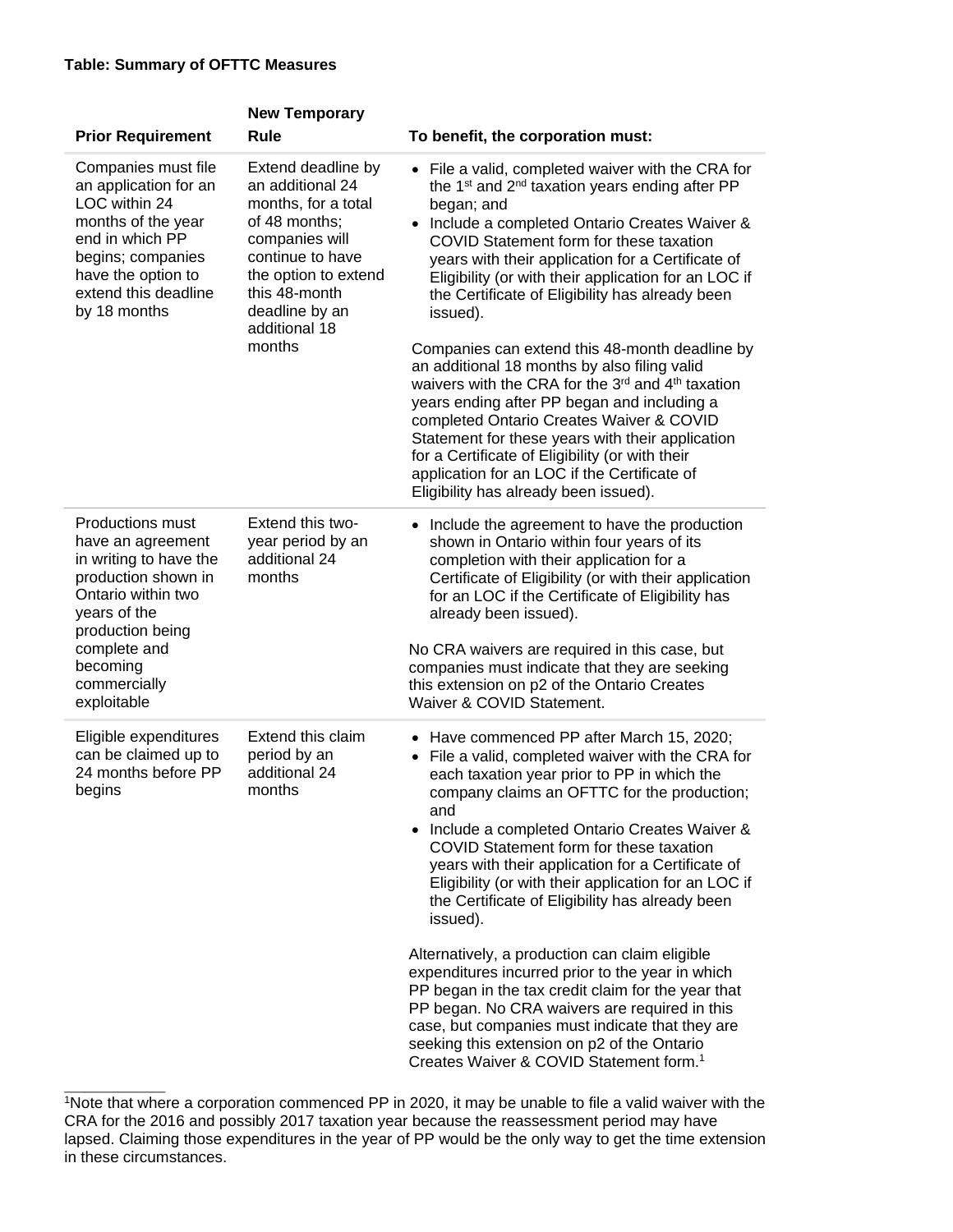**Table: Summary of OFTTC Measures**

| Prior Requirement | New Temporary Rule | To benefit, the corporation must: |
|---|---|---|
| Companies must file an application for an LOC within 24 months of the year end in which PP begins; companies have the option to extend this deadline by 18 months | Extend deadline by an additional 24 months, for a total of 48 months; companies will continue to have the option to extend this 48-month deadline by an additional 18 months | • File a valid, completed waiver with the CRA for the 1st and 2nd taxation years ending after PP began; and<br>• Include a completed Ontario Creates Waiver & COVID Statement form for these taxation years with their application for a Certificate of Eligibility (or with their application for an LOC if the Certificate of Eligibility has already been issued).<br><br>Companies can extend this 48-month deadline by an additional 18 months by also filing valid waivers with the CRA for the 3rd and 4th taxation years ending after PP began and including a completed Ontario Creates Waiver & COVID Statement for these years with their application for a Certificate of Eligibility (or with their application for an LOC if the Certificate of Eligibility has already been issued). |
| Productions must have an agreement in writing to have the production shown in Ontario within two years of the production being complete and becoming commercially exploitable | Extend this two-year period by an additional 24 months | • Include the agreement to have the production shown in Ontario within four years of its completion with their application for a Certificate of Eligibility (or with their application for an LOC if the Certificate of Eligibility has already been issued).<br><br>No CRA waivers are required in this case, but companies must indicate that they are seeking this extension on p2 of the Ontario Creates Waiver & COVID Statement. |
| Eligible expenditures can be claimed up to 24 months before PP begins | Extend this claim period by an additional 24 months | • Have commenced PP after March 15, 2020;<br>• File a valid, completed waiver with the CRA for each taxation year prior to PP in which the company claims an OFTTC for the production; and<br>• Include a completed Ontario Creates Waiver & COVID Statement form for these taxation years with their application for a Certificate of Eligibility (or with their application for an LOC if the Certificate of Eligibility has already been issued).<br><br>Alternatively, a production can claim eligible expenditures incurred prior to the year in which PP began in the tax credit claim for the year that PP began. No CRA waivers are required in this case, but companies must indicate that they are seeking this extension on p2 of the Ontario Creates Waiver & COVID Statement form.[1] |

[1]Note that where a corporation commenced PP in 2020, it may be unable to file a valid waiver with the CRA for the 2016 and possibly 2017 taxation year because the reassessment period may have lapsed. Claiming those expenditures in the year of PP would be the only way to get the time extension in these circumstances.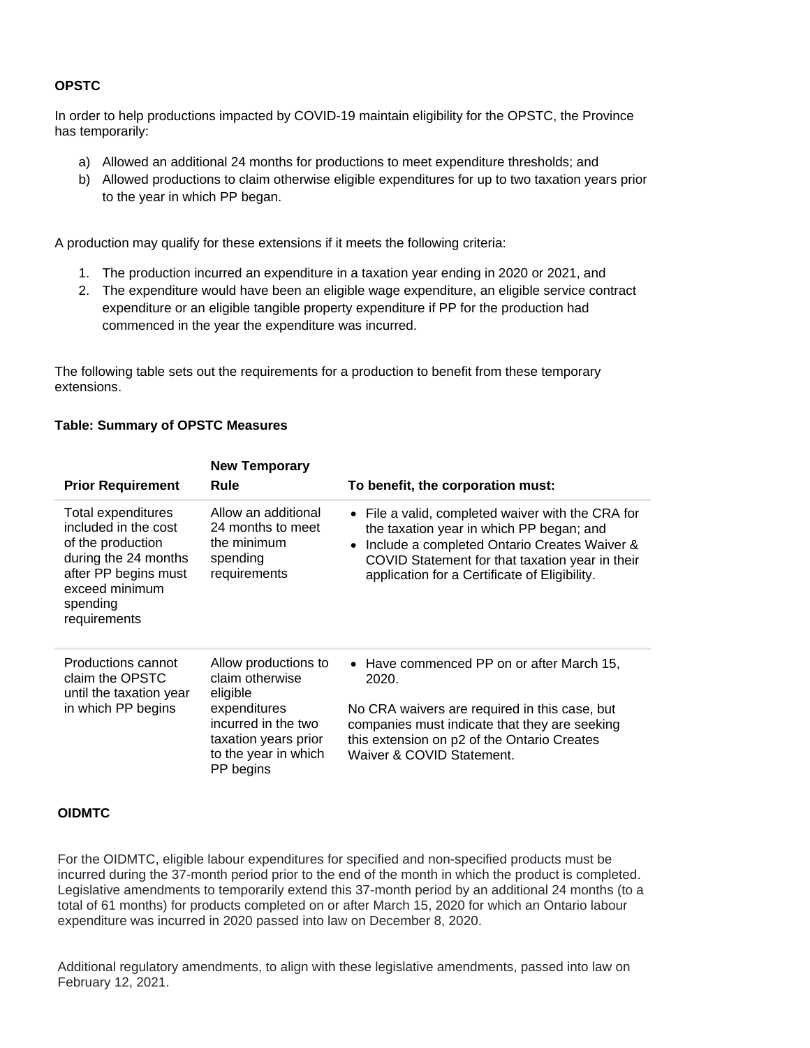**OPSTC**

In order to help productions impacted by COVID-19 maintain eligibility for the OPSTC, the Province has temporarily:

a) Allowed an additional 24 months for productions to meet expenditure thresholds; and
b) Allowed productions to claim otherwise eligible expenditures for up to two taxation years prior to the year in which PP began.

A production may qualify for these extensions if it meets the following criteria:

1. The production incurred an expenditure in a taxation year ending in 2020 or 2021, and
2. The expenditure would have been an eligible wage expenditure, an eligible service contract expenditure or an eligible tangible property expenditure if PP for the production had commenced in the year the expenditure was incurred.

The following table sets out the requirements for a production to benefit from these temporary extensions.

**Table: Summary of OPSTC Measures**

| Prior Requirement | New Temporary Rule | To benefit, the corporation must: |
|---|---|---|
| Total expenditures included in the cost of the production during the 24 months after PP begins must exceed minimum spending requirements | Allow an additional 24 months to meet the minimum spending requirements | • File a valid, completed waiver with the CRA for the taxation year in which PP began; and<br>• Include a completed Ontario Creates Waiver & COVID Statement for that taxation year in their application for a Certificate of Eligibility. |
| Productions cannot claim the OPSTC until the taxation year in which PP begins | Allow productions to claim otherwise eligible expenditures incurred in the two taxation years prior to the year in which PP begins | • Have commenced PP on or after March 15, 2020.<br><br>No CRA waivers are required in this case, but companies must indicate that they are seeking this extension on p2 of the Ontario Creates Waiver & COVID Statement. |

**OIDMTC**

For the OIDMTC, eligible labour expenditures for specified and non-specified products must be incurred during the 37-month period prior to the end of the month in which the product is completed. Legislative amendments to temporarily extend this 37-month period by an additional 24 months (to a total of 61 months) for products completed on or after March 15, 2020 for which an Ontario labour expenditure was incurred in 2020 passed into law on December 8, 2020.

Additional regulatory amendments, to align with these legislative amendments, passed into law on February 12, 2021.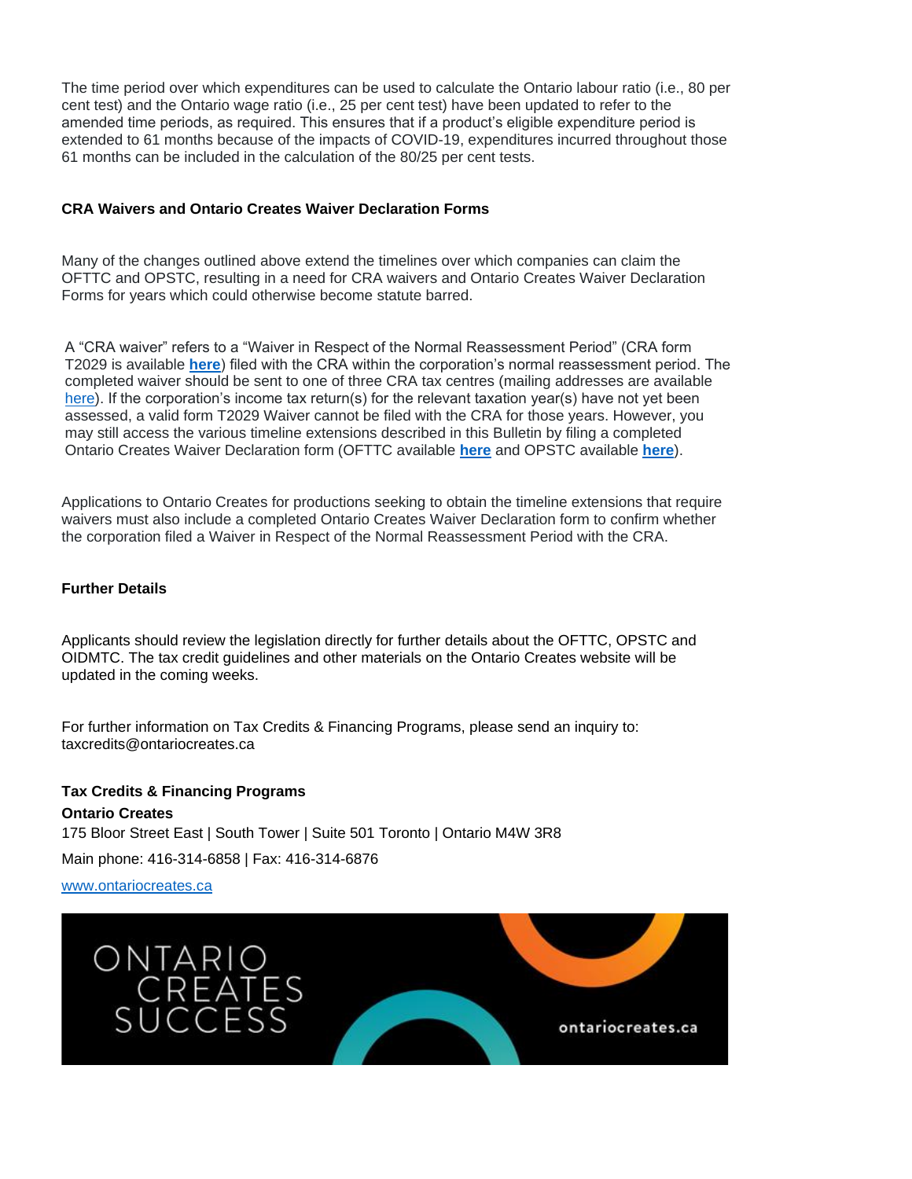The time period over which expenditures can be used to calculate the Ontario labour ratio (i.e., 80 per cent test) and the Ontario wage ratio (i.e., 25 per cent test) have been updated to refer to the amended time periods, as required. This ensures that if a product's eligible expenditure period is extended to 61 months because of the impacts of COVID-19, expenditures incurred throughout those 61 months can be included in the calculation of the 80/25 per cent tests.

**CRA Waivers and Ontario Creates Waiver Declaration Forms**

Many of the changes outlined above extend the timelines over which companies can claim the OFTTC and OPSTC, resulting in a need for CRA waivers and Ontario Creates Waiver Declaration Forms for years which could otherwise become statute barred.

A "CRA waiver" refers to a "Waiver in Respect of the Normal Reassessment Period" (CRA form T2029 is available **here**) filed with the CRA within the corporation's normal reassessment period. The completed waiver should be sent to one of three CRA tax centres (mailing addresses are available here). If the corporation's income tax return(s) for the relevant taxation year(s) have not yet been assessed, a valid form T2029 Waiver cannot be filed with the CRA for those years. However, you may still access the various timeline extensions described in this Bulletin by filing a completed Ontario Creates Waiver Declaration form (OFTTC available **here** and OPSTC available **here**).

Applications to Ontario Creates for productions seeking to obtain the timeline extensions that require waivers must also include a completed Ontario Creates Waiver Declaration form to confirm whether the corporation filed a Waiver in Respect of the Normal Reassessment Period with the CRA.

**Further Details**

Applicants should review the legislation directly for further details about the OFTTC, OPSTC and OIDMTC. The tax credit guidelines and other materials on the Ontario Creates website will be updated in the coming weeks.

For further information on Tax Credits & Financing Programs, please send an inquiry to: taxcredits@ontariocreates.ca

**Tax Credits & Financing Programs**
**Ontario Creates**
175 Bloor Street East | South Tower | Suite 501 Toronto | Ontario M4W 3R8
Main phone: 416-314-6858 | Fax: 416-314-6876
www.ontariocreates.ca

ONTARIO CREATES SUCCESS

ontariocreates.ca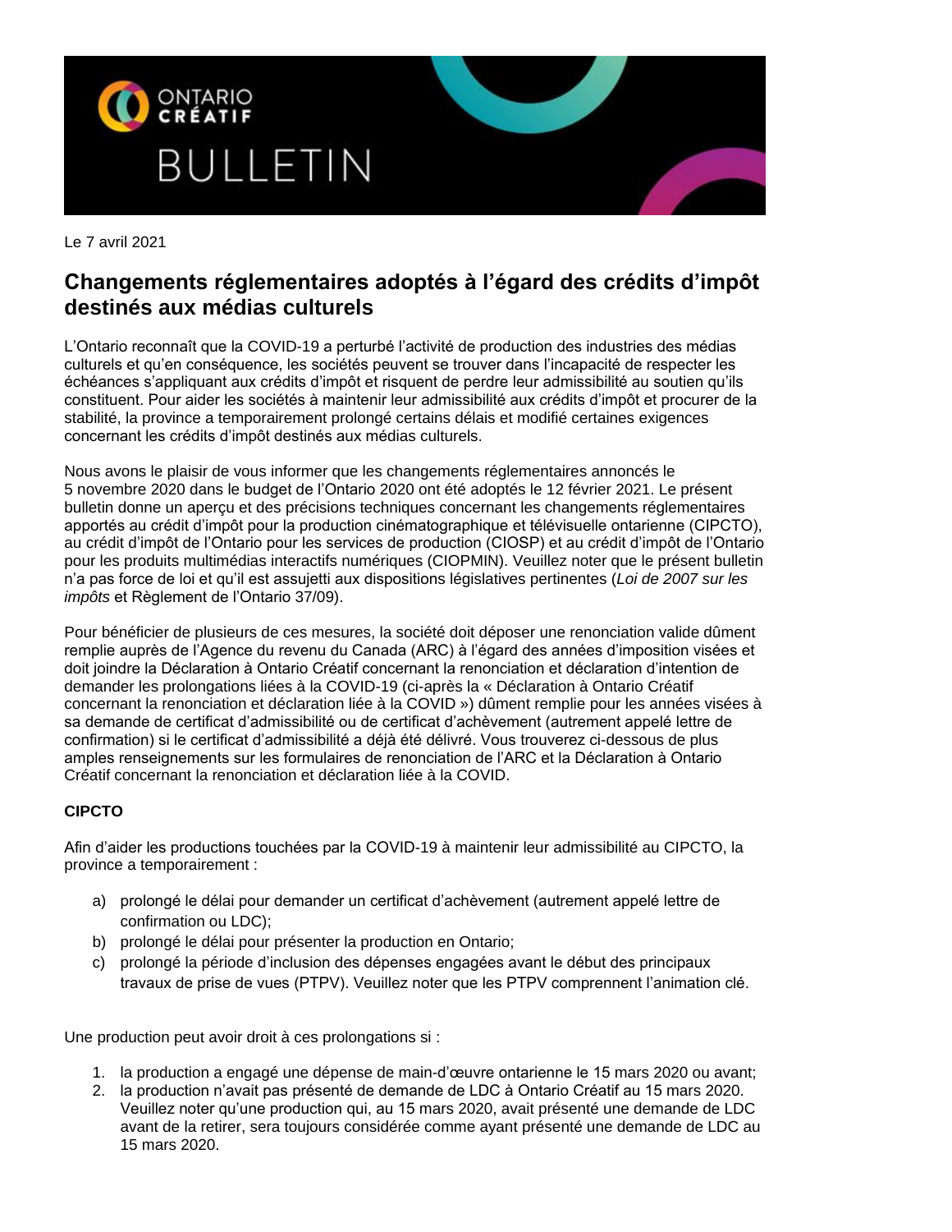ONTARIO CRÉATIF

BULLETIN

Le 7 avril 2021

# Changements réglementaires adoptés à l'égard des crédits d'impôt destinés aux médias culturels

L'Ontario reconnaît que la COVID-19 a perturbé l'activité de production des industries des médias culturels et qu'en conséquence, les sociétés peuvent se trouver dans l'incapacité de respecter les échéances s'appliquant aux crédits d'impôt et risquent de perdre leur admissibilité au soutien qu'ils constituent. Pour aider les sociétés à maintenir leur admissibilité aux crédits d'impôt et procurer de la stabilité, la province a temporairement prolongé certains délais et modifié certaines exigences concernant les crédits d'impôt destinés aux médias culturels.

Nous avons le plaisir de vous informer que les changements réglementaires annoncés le 5 novembre 2020 dans le budget de l'Ontario 2020 ont été adoptés le 12 février 2021. Le présent bulletin donne un aperçu et des précisions techniques concernant les changements réglementaires apportés au crédit d'impôt pour la production cinématographique et télévisuelle ontarienne (CIPCTO), au crédit d'impôt de l'Ontario pour les services de production (CIOSP) et au crédit d'impôt de l'Ontario pour les produits multimédias interactifs numériques (CIOPMIN). Veuillez noter que le présent bulletin n'a pas force de loi et qu'il est assujetti aux dispositions législatives pertinentes (*Loi de 2007 sur les impôts* et Règlement de l'Ontario 37/09).

Pour bénéficier de plusieurs de ces mesures, la société doit déposer une renonciation valide dûment remplie auprès de l'Agence du revenu du Canada (ARC) à l'égard des années d'imposition visées et doit joindre la Déclaration à Ontario Créatif concernant la renonciation et déclaration d'intention de demander les prolongations liées à la COVID-19 (ci-après la « Déclaration à Ontario Créatif concernant la renonciation et déclaration liée à la COVID ») dûment remplie pour les années visées à sa demande de certificat d'admissibilité ou de certificat d'achèvement (autrement appelé lettre de confirmation) si le certificat d'admissibilité a déjà été délivré. Vous trouverez ci-dessous de plus amples renseignements sur les formulaires de renonciation de l'ARC et la Déclaration à Ontario Créatif concernant la renonciation et déclaration liée à la COVID.

**CIPCTO**

Afin d'aider les productions touchées par la COVID-19 à maintenir leur admissibilité au CIPCTO, la province a temporairement :

a) prolongé le délai pour demander un certificat d'achèvement (autrement appelé lettre de confirmation ou LDC);
b) prolongé le délai pour présenter la production en Ontario;
c) prolongé la période d'inclusion des dépenses engagées avant le début des principaux travaux de prise de vues (PTPV). Veuillez noter que les PTPV comprennent l'animation clé.

Une production peut avoir droit à ces prolongations si :

1. la production a engagé une dépense de main-d'œuvre ontarienne le 15 mars 2020 ou avant;
2. la production n'avait pas présenté de demande de LDC à Ontario Créatif au 15 mars 2020. Veuillez noter qu'une production qui, au 15 mars 2020, avait présenté une demande de LDC avant de la retirer, sera toujours considérée comme ayant présenté une demande de LDC au 15 mars 2020.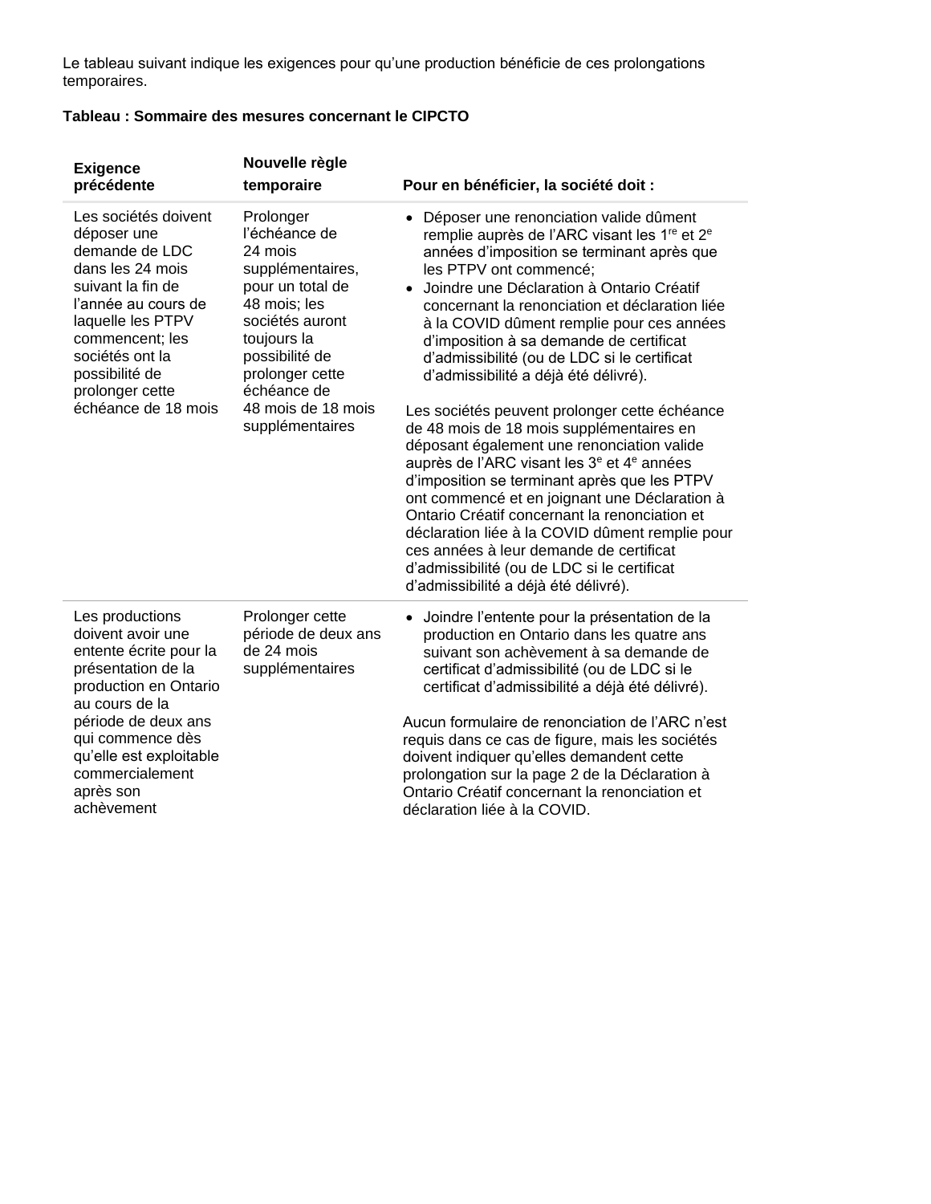Le tableau suivant indique les exigences pour qu'une production bénéficie de ces prolongations temporaires.

**Tableau : Sommaire des mesures concernant le CIPCTO**

| Exigence précédente | Nouvelle règle temporaire | Pour en bénéficier, la société doit : |
|---|---|---|
| Les sociétés doivent déposer une demande de LDC dans les 24 mois suivant la fin de l'année au cours de laquelle les PTPV commencent; les sociétés ont la possibilité de prolonger cette échéance de 18 mois | Prolonger l'échéance de 24 mois supplémentaires, pour un total de 48 mois; les sociétés auront toujours la possibilité de prolonger cette échéance de 48 mois de 18 mois supplémentaires | • Déposer une renonciation valide dûment remplie auprès de l'ARC visant les 1re et 2e années d'imposition se terminant après que les PTPV ont commencé;<br>• Joindre une Déclaration à Ontario Créatif concernant la renonciation et déclaration liée à la COVID dûment remplie pour ces années d'imposition à sa demande de certificat d'admissibilité (ou de LDC si le certificat d'admissibilité a déjà été délivré).<br><br>Les sociétés peuvent prolonger cette échéance de 48 mois de 18 mois supplémentaires en déposant également une renonciation valide auprès de l'ARC visant les 3e et 4e années d'imposition se terminant après que les PTPV ont commencé et en joignant une Déclaration à Ontario Créatif concernant la renonciation et déclaration liée à la COVID dûment remplie pour ces années à leur demande de certificat d'admissibilité (ou de LDC si le certificat d'admissibilité a déjà été délivré). |
| Les productions doivent avoir une entente écrite pour la présentation de la production en Ontario au cours de la période de deux ans qui commence dès qu'elle est exploitable commercialement après son achèvement | Prolonger cette période de deux ans de 24 mois supplémentaires | • Joindre l'entente pour la présentation de la production en Ontario dans les quatre ans suivant son achèvement à sa demande de certificat d'admissibilité (ou de LDC si le certificat d'admissibilité a déjà été délivré).<br><br>Aucun formulaire de renonciation de l'ARC n'est requis dans ce cas de figure, mais les sociétés doivent indiquer qu'elles demandent cette prolongation sur la page 2 de la Déclaration à Ontario Créatif concernant la renonciation et déclaration liée à la COVID. |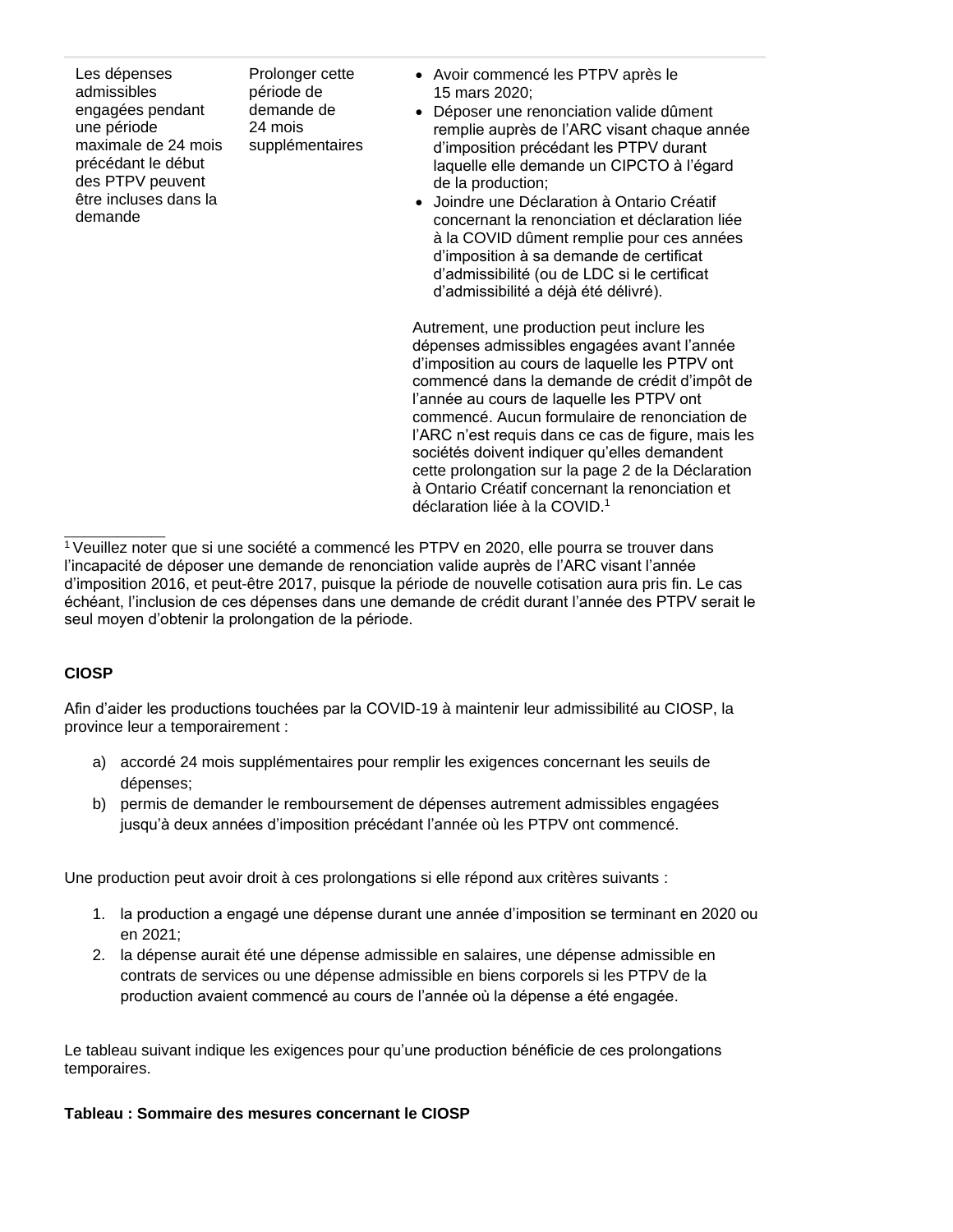| | | |
|---|---|---|
| Les dépenses admissibles engagées pendant une période maximale de 24 mois précédant le début des PTPV peuvent être incluses dans la demande | Prolonger cette période de demande de 24 mois supplémentaires | • Avoir commencé les PTPV après le 15 mars 2020;<br>• Déposer une renonciation valide dûment remplie auprès de l'ARC visant chaque année d'imposition précédant les PTPV durant laquelle elle demande un CIPCTO à l'égard de la production;<br>• Joindre une Déclaration à Ontario Créatif concernant la renonciation et déclaration liée à la COVID dûment remplie pour ces années d'imposition à sa demande de certificat d'admissibilité (ou de LDC si le certificat d'admissibilité a déjà été délivré).<br><br>Autrement, une production peut inclure les dépenses admissibles engagées avant l'année d'imposition au cours de laquelle les PTPV ont commencé dans la demande de crédit d'impôt de l'année au cours de laquelle les PTPV ont commencé. Aucun formulaire de renonciation de l'ARC n'est requis dans ce cas de figure, mais les sociétés doivent indiquer qu'elles demandent cette prolongation sur la page 2 de la Déclaration à Ontario Créatif concernant la renonciation et déclaration liée à la COVID.[1] |

[1] Veuillez noter que si une société a commencé les PTPV en 2020, elle pourra se trouver dans l'incapacité de déposer une demande de renonciation valide auprès de l'ARC visant l'année d'imposition 2016, et peut-être 2017, puisque la période de nouvelle cotisation aura pris fin. Le cas échéant, l'inclusion de ces dépenses dans une demande de crédit durant l'année des PTPV serait le seul moyen d'obtenir la prolongation de la période.

**CIOSP**

Afin d'aider les productions touchées par la COVID-19 à maintenir leur admissibilité au CIOSP, la province leur a temporairement :

a) accordé 24 mois supplémentaires pour remplir les exigences concernant les seuils de dépenses;
b) permis de demander le remboursement de dépenses autrement admissibles engagées jusqu'à deux années d'imposition précédant l'année où les PTPV ont commencé.

Une production peut avoir droit à ces prolongations si elle répond aux critères suivants :

1. la production a engagé une dépense durant une année d'imposition se terminant en 2020 ou en 2021;
2. la dépense aurait été une dépense admissible en salaires, une dépense admissible en contrats de services ou une dépense admissible en biens corporels si les PTPV de la production avaient commencé au cours de l'année où la dépense a été engagée.

Le tableau suivant indique les exigences pour qu'une production bénéficie de ces prolongations temporaires.

**Tableau : Sommaire des mesures concernant le CIOSP**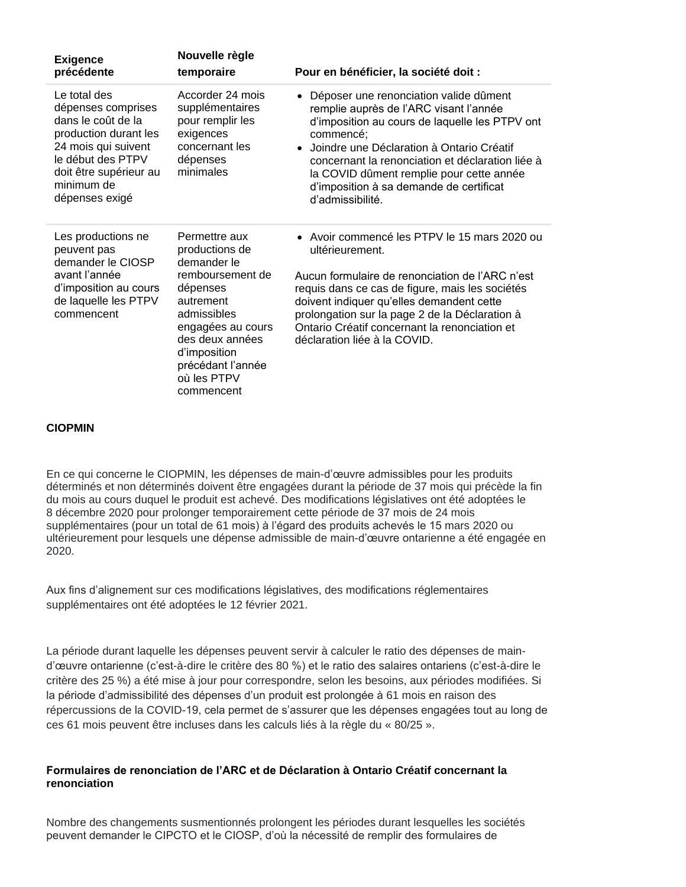| Exigence précédente | Nouvelle règle temporaire | Pour en bénéficier, la société doit : |
|---|---|---|
| Le total des dépenses comprises dans le coût de la production durant les 24 mois qui suivent le début des PTPV doit être supérieur au minimum de dépenses exigé | Accorder 24 mois supplémentaires pour remplir les exigences concernant les dépenses minimales | • Déposer une renonciation valide dûment remplie auprès de l'ARC visant l'année d'imposition au cours de laquelle les PTPV ont commencé;<br>• Joindre une Déclaration à Ontario Créatif concernant la renonciation et déclaration liée à la COVID dûment remplie pour cette année d'imposition à sa demande de certificat d'admissibilité. |
| Les productions ne peuvent pas demander le CIOSP avant l'année d'imposition au cours de laquelle les PTPV commencent | Permettre aux productions de demander le remboursement de dépenses autrement admissibles engagées au cours des deux années d'imposition précédant l'année où les PTPV commencent | • Avoir commencé les PTPV le 15 mars 2020 ou ultérieurement.<br><br>Aucun formulaire de renonciation de l'ARC n'est requis dans ce cas de figure, mais les sociétés doivent indiquer qu'elles demandent cette prolongation sur la page 2 de la Déclaration à Ontario Créatif concernant la renonciation et déclaration liée à la COVID. |

**CIOPMIN**

En ce qui concerne le CIOPMIN, les dépenses de main-d'œuvre admissibles pour les produits déterminés et non déterminés doivent être engagées durant la période de 37 mois qui précède la fin du mois au cours duquel le produit est achevé. Des modifications législatives ont été adoptées le 8 décembre 2020 pour prolonger temporairement cette période de 37 mois de 24 mois supplémentaires (pour un total de 61 mois) à l'égard des produits achevés le 15 mars 2020 ou ultérieurement pour lesquels une dépense admissible de main-d'œuvre ontarienne a été engagée en 2020.

Aux fins d'alignement sur ces modifications législatives, des modifications réglementaires supplémentaires ont été adoptées le 12 février 2021.

La période durant laquelle les dépenses peuvent servir à calculer le ratio des dépenses de main-d'œuvre ontarienne (c'est-à-dire le critère des 80 %) et le ratio des salaires ontariens (c'est-à-dire le critère des 25 %) a été mise à jour pour correspondre, selon les besoins, aux périodes modifiées. Si la période d'admissibilité des dépenses d'un produit est prolongée à 61 mois en raison des répercussions de la COVID-19, cela permet de s'assurer que les dépenses engagées tout au long de ces 61 mois peuvent être incluses dans les calculs liés à la règle du « 80/25 ».

**Formulaires de renonciation de l'ARC et de Déclaration à Ontario Créatif concernant la renonciation**

Nombre des changements susmentionnés prolongent les périodes durant lesquelles les sociétés peuvent demander le CIPCTO et le CIOSP, d'où la nécessité de remplir des formulaires de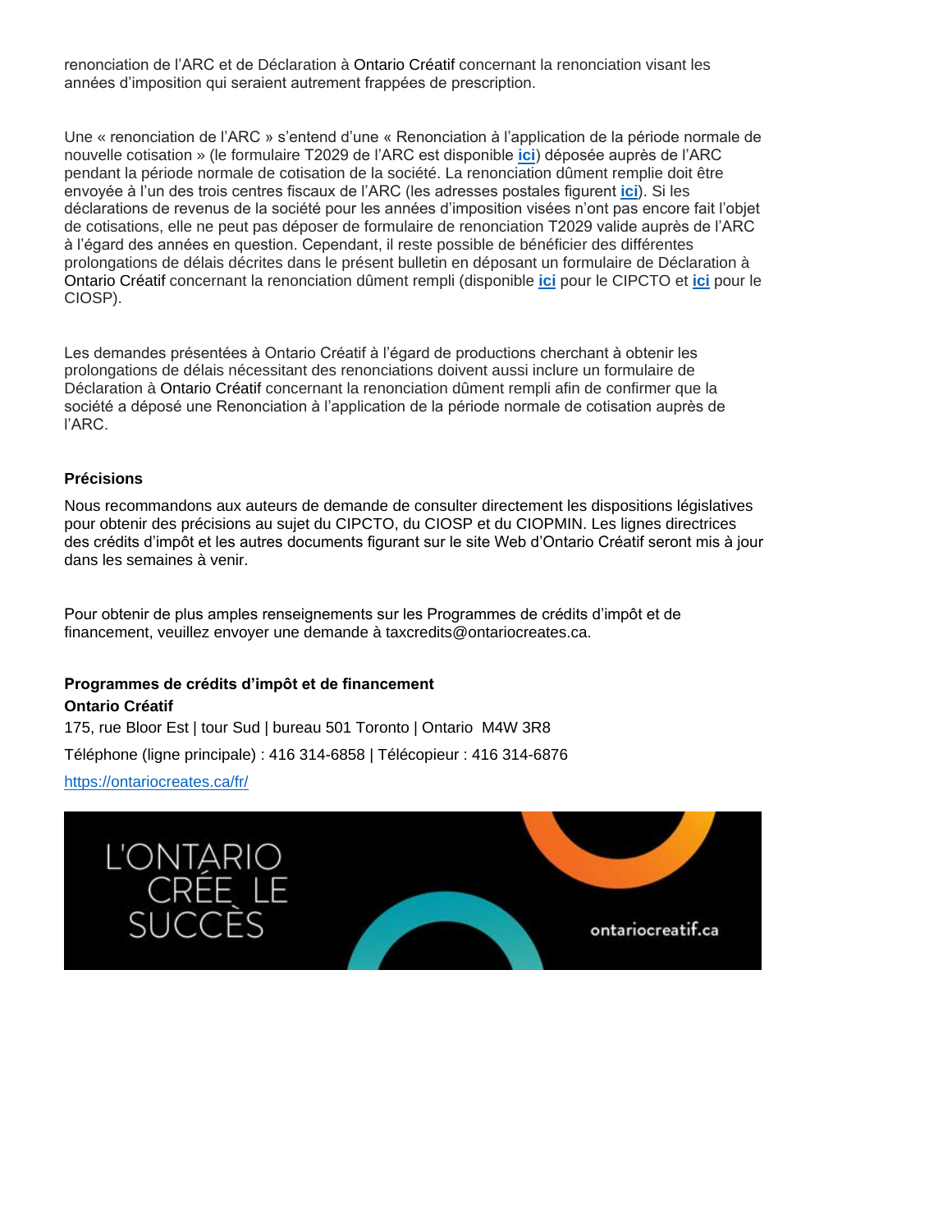renonciation de l'ARC et de Déclaration à Ontario Créatif concernant la renonciation visant les années d'imposition qui seraient autrement frappées de prescription.

Une « renonciation de l'ARC » s'entend d'une « Renonciation à l'application de la période normale de nouvelle cotisation » (le formulaire T2029 de l'ARC est disponible **ici**) déposée auprès de l'ARC pendant la période normale de cotisation de la société. La renonciation dûment remplie doit être envoyée à l'un des trois centres fiscaux de l'ARC (les adresses postales figurent **ici**). Si les déclarations de revenus de la société pour les années d'imposition visées n'ont pas encore fait l'objet de cotisations, elle ne peut pas déposer de formulaire de renonciation T2029 valide auprès de l'ARC à l'égard des années en question. Cependant, il reste possible de bénéficier des différentes prolongations de délais décrites dans le présent bulletin en déposant un formulaire de Déclaration à Ontario Créatif concernant la renonciation dûment rempli (disponible **ici** pour le CIPCTO et **ici** pour le CIOSP).

Les demandes présentées à Ontario Créatif à l'égard de productions cherchant à obtenir les prolongations de délais nécessitant des renonciations doivent aussi inclure un formulaire de Déclaration à Ontario Créatif concernant la renonciation dûment rempli afin de confirmer que la société a déposé une Renonciation à l'application de la période normale de cotisation auprès de l'ARC.

**Précisions**

Nous recommandons aux auteurs de demande de consulter directement les dispositions législatives pour obtenir des précisions au sujet du CIPCTO, du CIOSP et du CIOPMIN. Les lignes directrices des crédits d'impôt et les autres documents figurant sur le site Web d'Ontario Créatif seront mis à jour dans les semaines à venir.

Pour obtenir de plus amples renseignements sur les Programmes de crédits d'impôt et de financement, veuillez envoyer une demande à taxcredits@ontariocreates.ca.

**Programmes de crédits d'impôt et de financement**
**Ontario Créatif**
175, rue Bloor Est | tour Sud | bureau 501 Toronto | Ontario M4W 3R8
Téléphone (ligne principale) : 416 314-6858 | Télécopieur : 416 314-6876
https://ontariocreates.ca/fr/

L'ONTARIO CRÉE LE SUCCÈS

ontariocreatif.ca